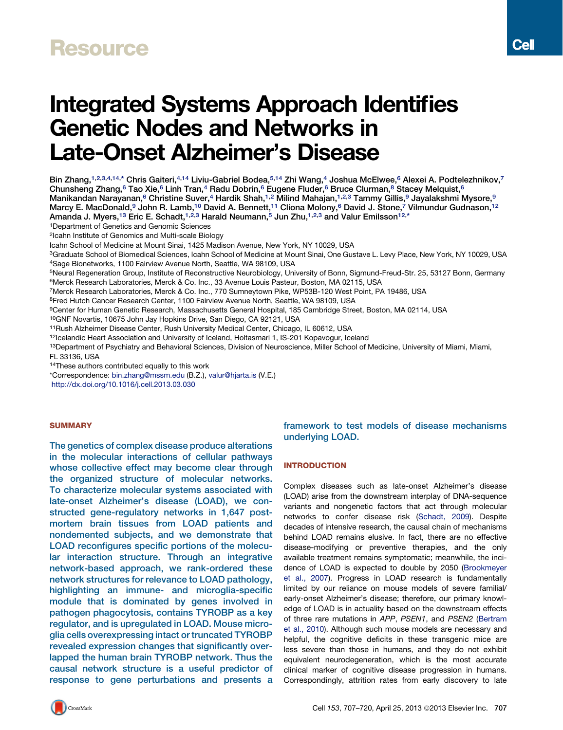Resource

# Integrated Systems Approach Identifies Genetic Nodes and Networks in Late-Onset Alzheimer's Disease

Bin Zhang,[1,2,3,4,14,*] Chris Gaiteri,[4,14] Liviu-Gabriel Bodea,[5,14] Zhi Wang,[4] Joshua McElwee,[6] Alexei A. Podtelezhnikov,[7] Chunsheng Zhang,[6] Tao Xie,[6] Linh Tran,[4] Radu Dobrin,[6] Eugene Fluder,[6] Bruce Clurman,[8] Stacey Melquist,[6] Manikandan Narayanan,[6] Christine Suver,[4] Hardik Shah,[1,2] Milind Mahajan,[1,2,3] Tammy Gillis,[9] Jayalakshmi Mysore,[9] Marcy E. MacDonald,[9] John R. Lamb,[10] David A. Bennett,[11] Cliona Molony,[6] David J. Stone,[7] Vilmundur Gudnason,[12] Amanda J. Myers,[13] Eric E. Schadt,[1,2,3] Harald Neumann,[5] Jun Zhu,[1,2,3] and Valur Emilsson[12,*]

[1]Department of Genetics and Genomic Sciences

[2]Icahn Institute of Genomics and Multi-scale Biology

Icahn School of Medicine at Mount Sinai, 1425 Madison Avenue, New York, NY 10029, USA

[3]Graduate School of Biomedical Sciences, Icahn School of Medicine at Mount Sinai, One Gustave L. Levy Place, New York, NY 10029, USA

[4]Sage Bionetworks, 1100 Fairview Avenue North, Seattle, WA 98109, USA

[5]Neural Regeneration Group, Institute of Reconstructive Neurobiology, University of Bonn, Sigmund-Freud-Str. 25, 53127 Bonn, Germany

[6]Merck Research Laboratories, Merck & Co. Inc., 33 Avenue Louis Pasteur, Boston, MA 02115, USA

[7]Merck Research Laboratories, Merck & Co. Inc., 770 Sumneytown Pike, WP53B-120 West Point, PA 19486, USA

[8]Fred Hutch Cancer Research Center, 1100 Fairview Avenue North, Seattle, WA 98109, USA

[9]Center for Human Genetic Research, Massachusetts General Hospital, 185 Cambridge Street, Boston, MA 02114, USA

[10]GNF Novartis, 10675 John Jay Hopkins Drive, San Diego, CA 92121, USA

[11]Rush Alzheimer Disease Center, Rush University Medical Center, Chicago, IL 60612, USA

[12]Icelandic Heart Association and University of Iceland, Holtasmari 1, IS-201 Kopavogur, Iceland

[13]Department of Psychiatry and Behavioral Sciences, Division of Neuroscience, Miller School of Medicine, University of Miami, Miami, FL 33136, USA

[14]These authors contributed equally to this work

*Correspondence: bin.zhang@mssm.edu (B.Z.), valur@hjarta.is (V.E.)

http://dx.doi.org/10.1016/j.cell.2013.03.030

## SUMMARY

The genetics of complex disease produce alterations in the molecular interactions of cellular pathways whose collective effect may become clear through the organized structure of molecular networks. To characterize molecular systems associated with late-onset Alzheimer's disease (LOAD), we constructed gene-regulatory networks in 1,647 postmortem brain tissues from LOAD patients and nondemented subjects, and we demonstrate that LOAD reconfigures specific portions of the molecular interaction structure. Through an integrative network-based approach, we rank-ordered these network structures for relevance to LOAD pathology, highlighting an immune- and microglia-specific module that is dominated by genes involved in pathogen phagocytosis, contains TYROBP as a key regulator, and is upregulated in LOAD. Mouse microglia cells overexpressing intact or truncated TYROBP revealed expression changes that significantly overlapped the human brain TYROBP network. Thus the causal network structure is a useful predictor of response to gene perturbations and presents a framework to test models of disease mechanisms underlying LOAD.

## INTRODUCTION

Complex diseases such as late-onset Alzheimer's disease (LOAD) arise from the downstream interplay of DNA-sequence variants and nongenetic factors that act through molecular networks to confer disease risk (Schadt, 2009). Despite decades of intensive research, the causal chain of mechanisms behind LOAD remains elusive. In fact, there are no effective disease-modifying or preventive therapies, and the only available treatment remains symptomatic; meanwhile, the incidence of LOAD is expected to double by 2050 (Brookmeyer et al., 2007). Progress in LOAD research is fundamentally limited by our reliance on mouse models of severe familial/early-onset Alzheimer's disease; therefore, our primary knowledge of LOAD is in actuality based on the downstream effects of three rare mutations in *APP*, *PSEN1*, and *PSEN2* (Bertram et al., 2010). Although such mouse models are necessary and helpful, the cognitive deficits in these transgenic mice are less severe than those in humans, and they do not exhibit equivalent neurodegeneration, which is the most accurate clinical marker of cognitive disease progression in humans. Correspondingly, attrition rates from early discovery to late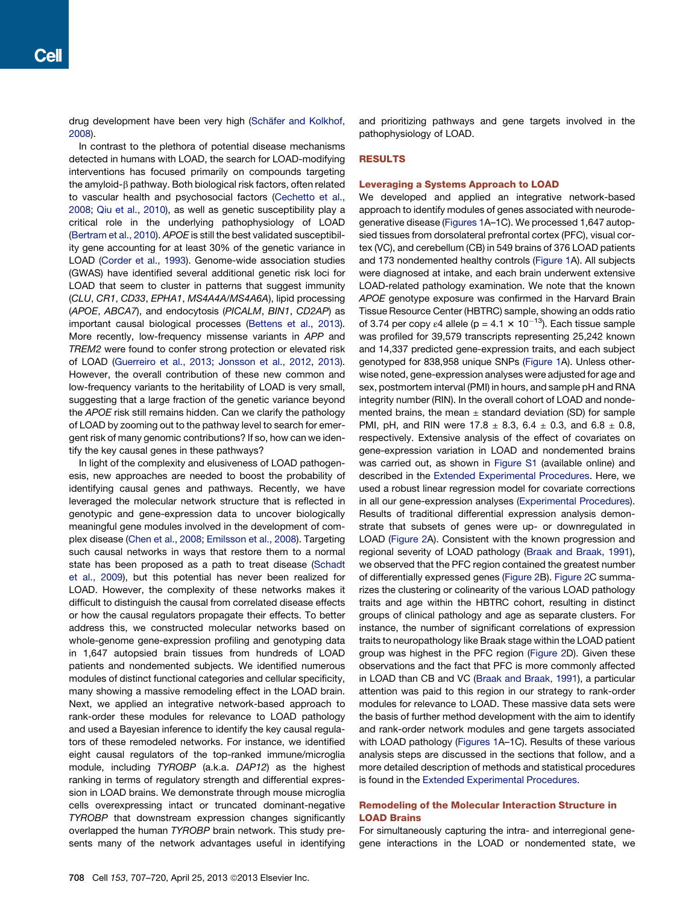drug development have been very high (Schäfer and Kolkhof, 2008).

In contrast to the plethora of potential disease mechanisms detected in humans with LOAD, the search for LOAD-modifying interventions has focused primarily on compounds targeting the amyloid-β pathway. Both biological risk factors, often related to vascular health and psychosocial factors (Cechetto et al., 2008; Qiu et al., 2010), as well as genetic susceptibility play a critical role in the underlying pathophysiology of LOAD (Bertram et al., 2010). *APOE* is still the best validated susceptibility gene accounting for at least 30% of the genetic variance in LOAD (Corder et al., 1993). Genome-wide association studies (GWAS) have identified several additional genetic risk loci for LOAD that seem to cluster in patterns that suggest immunity (*CLU*, *CR1*, *CD33*, *EPHA1*, *MS4A4A/MS4A6A*), lipid processing (*APOE*, *ABCA7*), and endocytosis (*PICALM*, *BIN1*, *CD2AP*) as important causal biological processes (Bettens et al., 2013). More recently, low-frequency missense variants in *APP* and *TREM2* were found to confer strong protection or elevated risk of LOAD (Guerreiro et al., 2013; Jonsson et al., 2012, 2013). However, the overall contribution of these new common and low-frequency variants to the heritability of LOAD is very small, suggesting that a large fraction of the genetic variance beyond the *APOE* risk still remains hidden. Can we clarify the pathology of LOAD by zooming out to the pathway level to search for emergent risk of many genomic contributions? If so, how can we identify the key causal genes in these pathways?

In light of the complexity and elusiveness of LOAD pathogenesis, new approaches are needed to boost the probability of identifying causal genes and pathways. Recently, we have leveraged the molecular network structure that is reflected in genotypic and gene-expression data to uncover biologically meaningful gene modules involved in the development of complex disease (Chen et al., 2008; Emilsson et al., 2008). Targeting such causal networks in ways that restore them to a normal state has been proposed as a path to treat disease (Schadt et al., 2009), but this potential has never been realized for LOAD. However, the complexity of these networks makes it difficult to distinguish the causal from correlated disease effects or how the causal regulators propagate their effects. To better address this, we constructed molecular networks based on whole-genome gene-expression profiling and genotyping data in 1,647 autopsied brain tissues from hundreds of LOAD patients and nondemented subjects. We identified numerous modules of distinct functional categories and cellular specificity, many showing a massive remodeling effect in the LOAD brain. Next, we applied an integrative network-based approach to rank-order these modules for relevance to LOAD pathology and used a Bayesian inference to identify the key causal regulators of these remodeled networks. For instance, we identified eight causal regulators of the top-ranked immune/microglia module, including *TYROBP* (a.k.a. *DAP12*) as the highest ranking in terms of regulatory strength and differential expression in LOAD brains. We demonstrate through mouse microglia cells overexpressing intact or truncated dominant-negative *TYROBP* that downstream expression changes significantly overlapped the human *TYROBP* brain network. This study presents many of the network advantages useful in identifying and prioritizing pathways and gene targets involved in the pathophysiology of LOAD.

## RESULTS

### Leveraging a Systems Approach to LOAD

We developed and applied an integrative network-based approach to identify modules of genes associated with neurodegenerative disease (Figures 1A–1C). We processed 1,647 autopsied tissues from dorsolateral prefrontal cortex (PFC), visual cortex (VC), and cerebellum (CB) in 549 brains of 376 LOAD patients and 173 nondemented healthy controls (Figure 1A). All subjects were diagnosed at intake, and each brain underwent extensive LOAD-related pathology examination. We note that the known *APOE* genotype exposure was confirmed in the Harvard Brain Tissue Resource Center (HBTRC) sample, showing an odds ratio of 3.74 per copy ε4 allele ($p = 4.1 \times 10^{-13}$). Each tissue sample was profiled for 39,579 transcripts representing 25,242 known and 14,337 predicted gene-expression traits, and each subject genotyped for 838,958 unique SNPs (Figure 1A). Unless otherwise noted, gene-expression analyses were adjusted for age and sex, postmortem interval (PMI) in hours, and sample pH and RNA integrity number (RIN). In the overall cohort of LOAD and nondemented brains, the mean ± standard deviation (SD) for sample PMI, pH, and RIN were 17.8 ± 8.3, 6.4 ± 0.3, and 6.8 ± 0.8, respectively. Extensive analysis of the effect of covariates on gene-expression variation in LOAD and nondemented brains was carried out, as shown in Figure S1 (available online) and described in the Extended Experimental Procedures. Here, we used a robust linear regression model for covariate corrections in all our gene-expression analyses (Experimental Procedures). Results of traditional differential expression analysis demonstrate that subsets of genes were up- or downregulated in LOAD (Figure 2A). Consistent with the known progression and regional severity of LOAD pathology (Braak and Braak, 1991), we observed that the PFC region contained the greatest number of differentially expressed genes (Figure 2B). Figure 2C summarizes the clustering or colinearity of the various LOAD pathology traits and age within the HBTRC cohort, resulting in distinct groups of clinical pathology and age as separate clusters. For instance, the number of significant correlations of expression traits to neuropathology like Braak stage within the LOAD patient group was highest in the PFC region (Figure 2D). Given these observations and the fact that PFC is more commonly affected in LOAD than CB and VC (Braak and Braak, 1991), a particular attention was paid to this region in our strategy to rank-order modules for relevance to LOAD. These massive data sets were the basis of further method development with the aim to identify and rank-order network modules and gene targets associated with LOAD pathology (Figures 1A–1C). Results of these various analysis steps are discussed in the sections that follow, and a more detailed description of methods and statistical procedures is found in the Extended Experimental Procedures.

### Remodeling of the Molecular Interaction Structure in LOAD Brains

For simultaneously capturing the intra- and interregional gene-gene interactions in the LOAD or nondemented state, we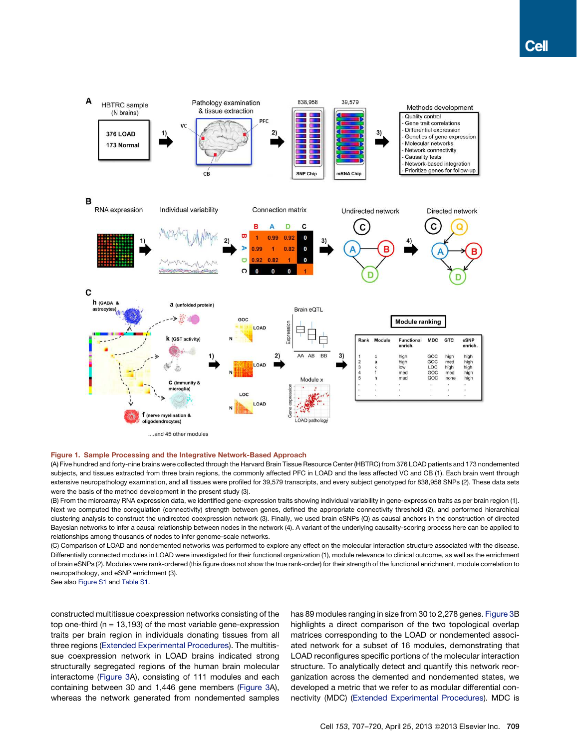**Figure 1. Sample Processing and the Integrative Network-Based Approach**

(A) Five hundred and forty-nine brains were collected through the Harvard Brain Tissue Resource Center (HBTRC) from 376 LOAD patients and 173 nondemented subjects, and tissues extracted from three brain regions, the commonly affected PFC in LOAD and the less affected VC and CB (1). Each brain went through extensive neuropathology examination, and all tissues were profiled for 39,579 transcripts, and every subject genotyped for 838,958 SNPs (2). These data sets were the basis of the method development in the present study (3).

(B) From the microarray RNA expression data, we identified gene-expression traits showing individual variability in gene-expression traits as per brain region (1). Next we computed the coregulation (connectivity) strength between genes, defined the appropriate connectivity threshold (2), and performed hierarchical clustering analysis to construct the undirected coexpression network (3). Finally, we used brain eSNPs (Q) as causal anchors in the construction of directed Bayesian networks to infer a causal relationship between nodes in the network (4). A variant of the underlying causality-scoring process here can be applied to relationships among thousands of nodes to infer genome-scale networks.

(C) Comparison of LOAD and nondemented networks was performed to explore any effect on the molecular interaction structure associated with the disease. Differentially connected modules in LOAD were investigated for their functional organization (1), module relevance to clinical outcome, as well as the enrichment of brain eSNPs (2). Modules were rank-ordered (this figure does not show the true rank-order) for their strength of the functional enrichment, module correlation to neuropathology, and eSNP enrichment (3).

See also Figure S1 and Table S1.

constructed multitissue coexpression networks consisting of the top one-third (n = 13,193) of the most variable gene-expression traits per brain region in individuals donating tissues from all three regions (Extended Experimental Procedures). The multitissue coexpression network in LOAD brains indicated strong structurally segregated regions of the human brain molecular interactome (Figure 3A), consisting of 111 modules and each containing between 30 and 1,446 gene members (Figure 3A), whereas the network generated from nondemented samples has 89 modules ranging in size from 30 to 2,278 genes. Figure 3B highlights a direct comparison of the two topological overlap matrices corresponding to the LOAD or nondemented associated network for a subset of 16 modules, demonstrating that LOAD reconfigures specific portions of the molecular interaction structure. To analytically detect and quantify this network reorganization across the demented and nondemented states, we developed a metric that we refer to as modular differential connectivity (MDC) (Extended Experimental Procedures). MDC is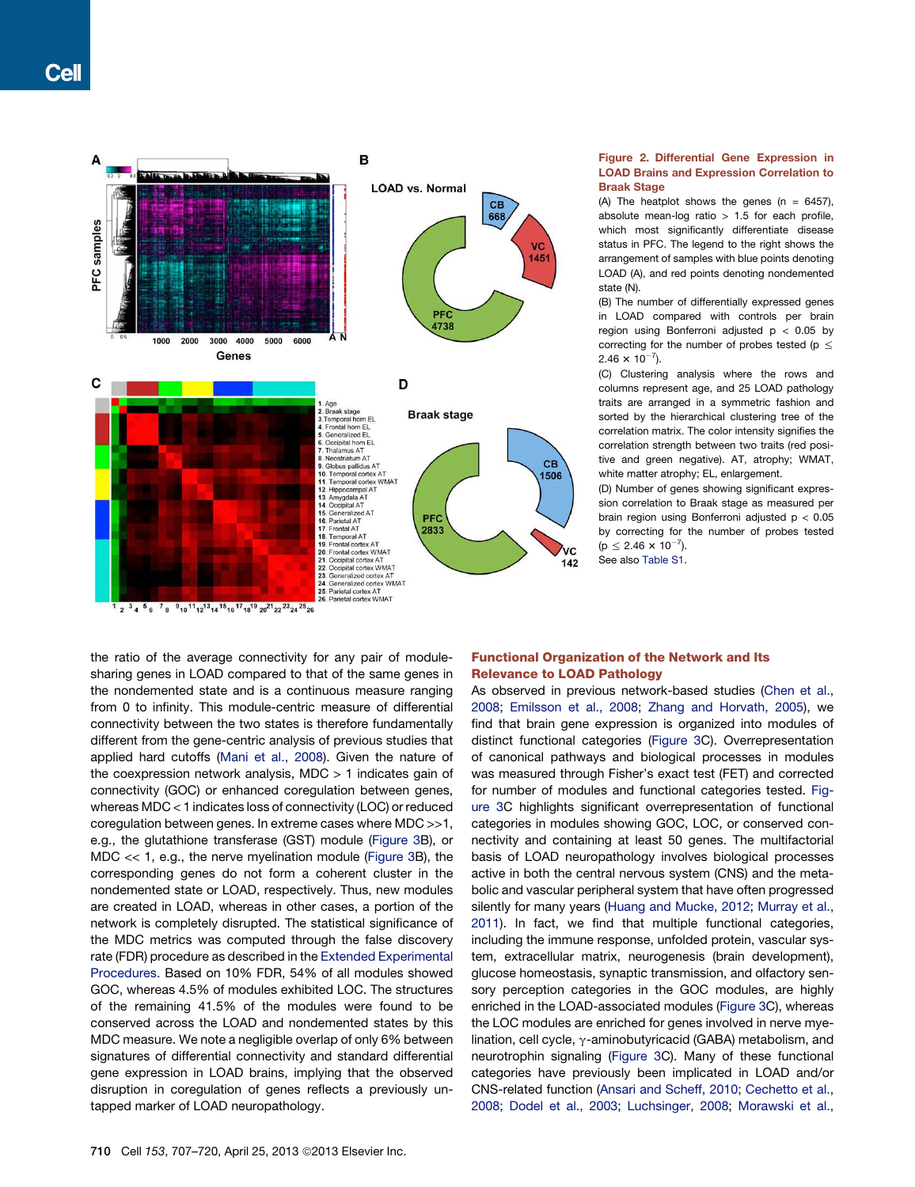**Figure 2. Differential Gene Expression in LOAD Brains and Expression Correlation to Braak Stage**

(A) The heatplot shows the genes (n = 6457), absolute mean-log ratio > 1.5 for each profile, which most significantly differentiate disease status in PFC. The legend to the right shows the arrangement of samples with blue points denoting LOAD (A), and red points denoting nondemented state (N).

(B) The number of differentially expressed genes in LOAD compared with controls per brain region using Bonferroni adjusted $p < 0.05$ by correcting for the number of probes tested ($p \leq 2.46 \times 10^{-7}$).

(C) Clustering analysis where the rows and columns represent age, and 25 LOAD pathology traits are arranged in a symmetric fashion and sorted by the hierarchical clustering tree of the correlation matrix. The color intensity signifies the correlation strength between two traits (red positive and green negative). AT, atrophy; WMAT, white matter atrophy; EL, enlargement.

(D) Number of genes showing significant expression correlation to Braak stage as measured per brain region using Bonferroni adjusted $p < 0.05$ by correcting for the number of probes tested ($p \leq 2.46 \times 10^{-7}$).

See also Table S1.

the ratio of the average connectivity for any pair of module-sharing genes in LOAD compared to that of the same genes in the nondemented state and is a continuous measure ranging from 0 to infinity. This module-centric measure of differential connectivity between the two states is therefore fundamentally different from the gene-centric analysis of previous studies that applied hard cutoffs (Mani et al., 2008). Given the nature of the coexpression network analysis, MDC > 1 indicates gain of connectivity (GOC) or enhanced coregulation between genes, whereas MDC < 1 indicates loss of connectivity (LOC) or reduced coregulation between genes. In extreme cases where MDC >>1, e.g., the glutathione transferase (GST) module (Figure 3B), or MDC << 1, e.g., the nerve myelination module (Figure 3B), the corresponding genes do not form a coherent cluster in the nondemented state or LOAD, respectively. Thus, new modules are created in LOAD, whereas in other cases, a portion of the network is completely disrupted. The statistical significance of the MDC metrics was computed through the false discovery rate (FDR) procedure as described in the Extended Experimental Procedures. Based on 10% FDR, 54% of all modules showed GOC, whereas 4.5% of modules exhibited LOC. The structures of the remaining 41.5% of the modules were found to be conserved across the LOAD and nondemented states by this MDC measure. We note a negligible overlap of only 6% between signatures of differential connectivity and standard differential gene expression in LOAD brains, implying that the observed disruption in coregulation of genes reflects a previously untapped marker of LOAD neuropathology.

## Functional Organization of the Network and Its Relevance to LOAD Pathology

As observed in previous network-based studies (Chen et al., 2008; Emilsson et al., 2008; Zhang and Horvath, 2005), we find that brain gene expression is organized into modules of distinct functional categories (Figure 3C). Overrepresentation of canonical pathways and biological processes in modules was measured through Fisher's exact test (FET) and corrected for number of modules and functional categories tested. Figure 3C highlights significant overrepresentation of functional categories in modules showing GOC, LOC, or conserved connectivity and containing at least 50 genes. The multifactorial basis of LOAD neuropathology involves biological processes active in both the central nervous system (CNS) and the metabolic and vascular peripheral system that have often progressed silently for many years (Huang and Mucke, 2012; Murray et al., 2011). In fact, we find that multiple functional categories, including the immune response, unfolded protein, vascular system, extracellular matrix, neurogenesis (brain development), glucose homeostasis, synaptic transmission, and olfactory sensory perception categories in the GOC modules, are highly enriched in the LOAD-associated modules (Figure 3C), whereas the LOC modules are enriched for genes involved in nerve myelination, cell cycle, γ-aminobutyricacid (GABA) metabolism, and neurotrophin signaling (Figure 3C). Many of these functional categories have previously been implicated in LOAD and/or CNS-related function (Ansari and Scheff, 2010; Cechetto et al., 2008; Dodel et al., 2003; Luchsinger, 2008; Morawski et al.,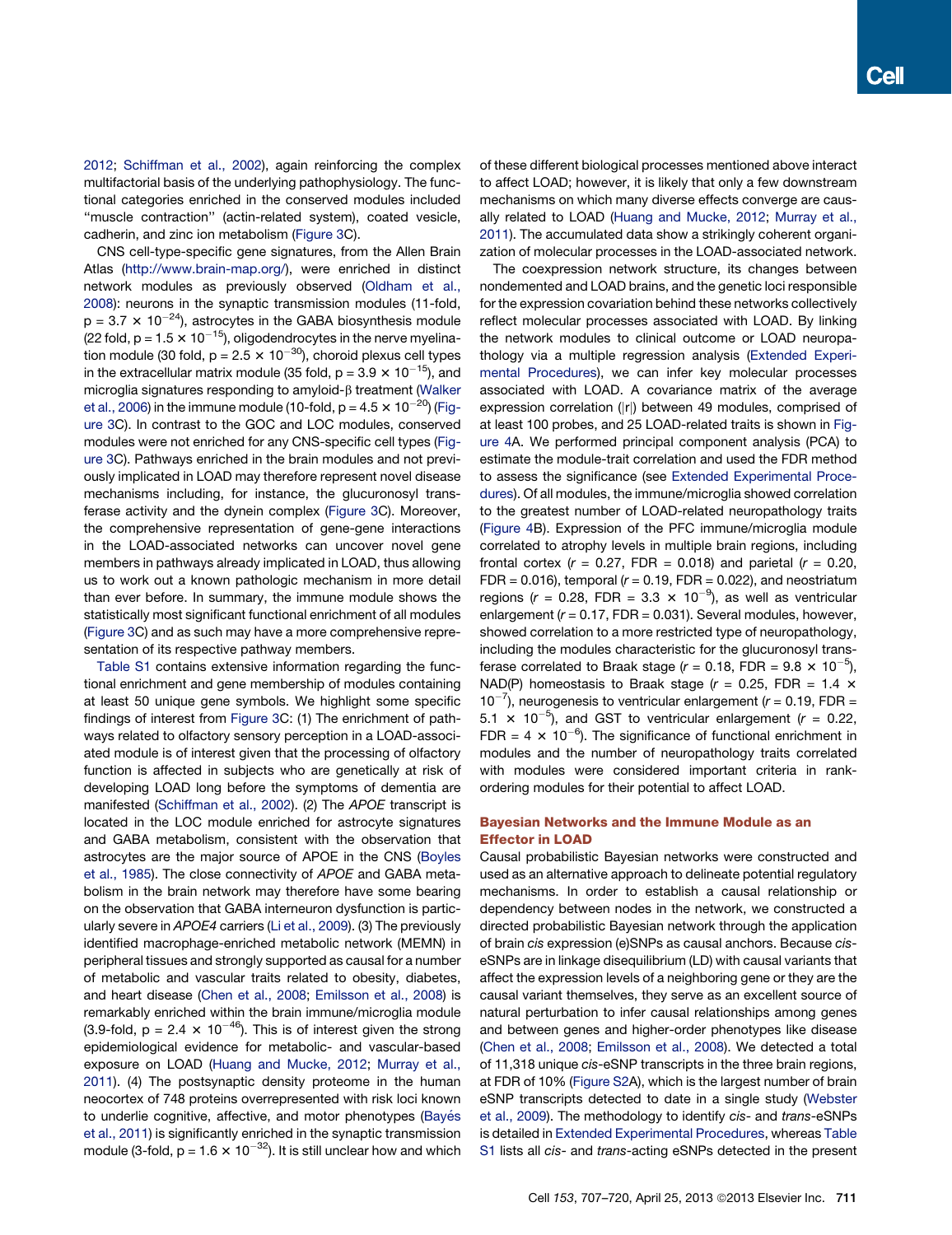2012; Schiffman et al., 2002), again reinforcing the complex multifactorial basis of the underlying pathophysiology. The functional categories enriched in the conserved modules included "muscle contraction" (actin-related system), coated vesicle, cadherin, and zinc ion metabolism (Figure 3C).

CNS cell-type-specific gene signatures, from the Allen Brain Atlas (http://www.brain-map.org/), were enriched in distinct network modules as previously observed (Oldham et al., 2008): neurons in the synaptic transmission modules (11-fold, $p = 3.7 \times 10^{-24}$), astrocytes in the GABA biosynthesis module (22 fold, $p = 1.5 \times 10^{-15}$), oligodendrocytes in the nerve myelination module (30 fold, $p = 2.5 \times 10^{-30}$), choroid plexus cell types in the extracellular matrix module (35 fold, $p = 3.9 \times 10^{-15}$), and microglia signatures responding to amyloid-β treatment (Walker et al., 2006) in the immune module (10-fold, $p = 4.5 \times 10^{-20}$) (Figure 3C). In contrast to the GOC and LOC modules, conserved modules were not enriched for any CNS-specific cell types (Figure 3C). Pathways enriched in the brain modules and not previously implicated in LOAD may therefore represent novel disease mechanisms including, for instance, the glucuronosyl transferase activity and the dynein complex (Figure 3C). Moreover, the comprehensive representation of gene-gene interactions in the LOAD-associated networks can uncover novel gene members in pathways already implicated in LOAD, thus allowing us to work out a known pathologic mechanism in more detail than ever before. In summary, the immune module shows the statistically most significant functional enrichment of all modules (Figure 3C) and as such may have a more comprehensive representation of its respective pathway members.

Table S1 contains extensive information regarding the functional enrichment and gene membership of modules containing at least 50 unique gene symbols. We highlight some specific findings of interest from Figure 3C: (1) The enrichment of pathways related to olfactory sensory perception in a LOAD-associated module is of interest given that the processing of olfactory function is affected in subjects who are genetically at risk of developing LOAD long before the symptoms of dementia are manifested (Schiffman et al., 2002). (2) The *APOE* transcript is located in the LOC module enriched for astrocyte signatures and GABA metabolism, consistent with the observation that astrocytes are the major source of APOE in the CNS (Boyles et al., 1985). The close connectivity of *APOE* and GABA metabolism in the brain network may therefore have some bearing on the observation that GABA interneuron dysfunction is particularly severe in *APOE4* carriers (Li et al., 2009). (3) The previously identified macrophage-enriched metabolic network (MEMN) in peripheral tissues and strongly supported as causal for a number of metabolic and vascular traits related to obesity, diabetes, and heart disease (Chen et al., 2008; Emilsson et al., 2008) is remarkably enriched within the brain immune/microglia module (3.9-fold, $p = 2.4 \times 10^{-46}$). This is of interest given the strong epidemiological evidence for metabolic- and vascular-based exposure on LOAD (Huang and Mucke, 2012; Murray et al., 2011). (4) The postsynaptic density proteome in the human neocortex of 748 proteins overrepresented with risk loci known to underlie cognitive, affective, and motor phenotypes (Bayés et al., 2011) is significantly enriched in the synaptic transmission module (3-fold, $p = 1.6 \times 10^{-32}$). It is still unclear how and which of these different biological processes mentioned above interact to affect LOAD; however, it is likely that only a few downstream mechanisms on which many diverse effects converge are causally related to LOAD (Huang and Mucke, 2012; Murray et al., 2011). The accumulated data show a strikingly coherent organization of molecular processes in the LOAD-associated network.

The coexpression network structure, its changes between nondemented and LOAD brains, and the genetic loci responsible for the expression covariation behind these networks collectively reflect molecular processes associated with LOAD. By linking the network modules to clinical outcome or LOAD neuropathology via a multiple regression analysis (Extended Experimental Procedures), we can infer key molecular processes associated with LOAD. A covariance matrix of the average expression correlation (|r|) between 49 modules, comprised of at least 100 probes, and 25 LOAD-related traits is shown in Figure 4A. We performed principal component analysis (PCA) to estimate the module-trait correlation and used the FDR method to assess the significance (see Extended Experimental Procedures). Of all modules, the immune/microglia showed correlation to the greatest number of LOAD-related neuropathology traits (Figure 4B). Expression of the PFC immune/microglia module correlated to atrophy levels in multiple brain regions, including frontal cortex ($r = 0.27$, FDR = 0.018) and parietal ($r = 0.20$, FDR = 0.016), temporal ($r = 0.19$, FDR = 0.022), and neostriatum regions ($r = 0.28$, FDR = $3.3 \times 10^{-9}$), as well as ventricular enlargement ($r = 0.17$, FDR = 0.031). Several modules, however, showed correlation to a more restricted type of neuropathology, including the modules characteristic for the glucuronosyl transferase correlated to Braak stage ($r = 0.18$, FDR = $9.8 \times 10^{-5}$), NAD(P) homeostasis to Braak stage ($r = 0.25$, FDR = $1.4 \times 10^{-7}$), neurogenesis to ventricular enlargement ($r = 0.19$, FDR = $5.1 \times 10^{-5}$), and GST to ventricular enlargement ($r = 0.22$, FDR = $4 \times 10^{-6}$). The significance of functional enrichment in modules and the number of neuropathology traits correlated with modules were considered important criteria in rank-ordering modules for their potential to affect LOAD.

## Bayesian Networks and the Immune Module as an Effector in LOAD

Causal probabilistic Bayesian networks were constructed and used as an alternative approach to delineate potential regulatory mechanisms. In order to establish a causal relationship or dependency between nodes in the network, we constructed a directed probabilistic Bayesian network through the application of brain *cis* expression (e)SNPs as causal anchors. Because *cis*-eSNPs are in linkage disequilibrium (LD) with causal variants that affect the expression levels of a neighboring gene or they are the causal variant themselves, they serve as an excellent source of natural perturbation to infer causal relationships among genes and between genes and higher-order phenotypes like disease (Chen et al., 2008; Emilsson et al., 2008). We detected a total of 11,318 unique *cis*-eSNP transcripts in the three brain regions, at FDR of 10% (Figure S2A), which is the largest number of brain eSNP transcripts detected to date in a single study (Webster et al., 2009). The methodology to identify *cis*- and *trans*-eSNPs is detailed in Extended Experimental Procedures, whereas Table S1 lists all *cis*- and *trans*-acting eSNPs detected in the present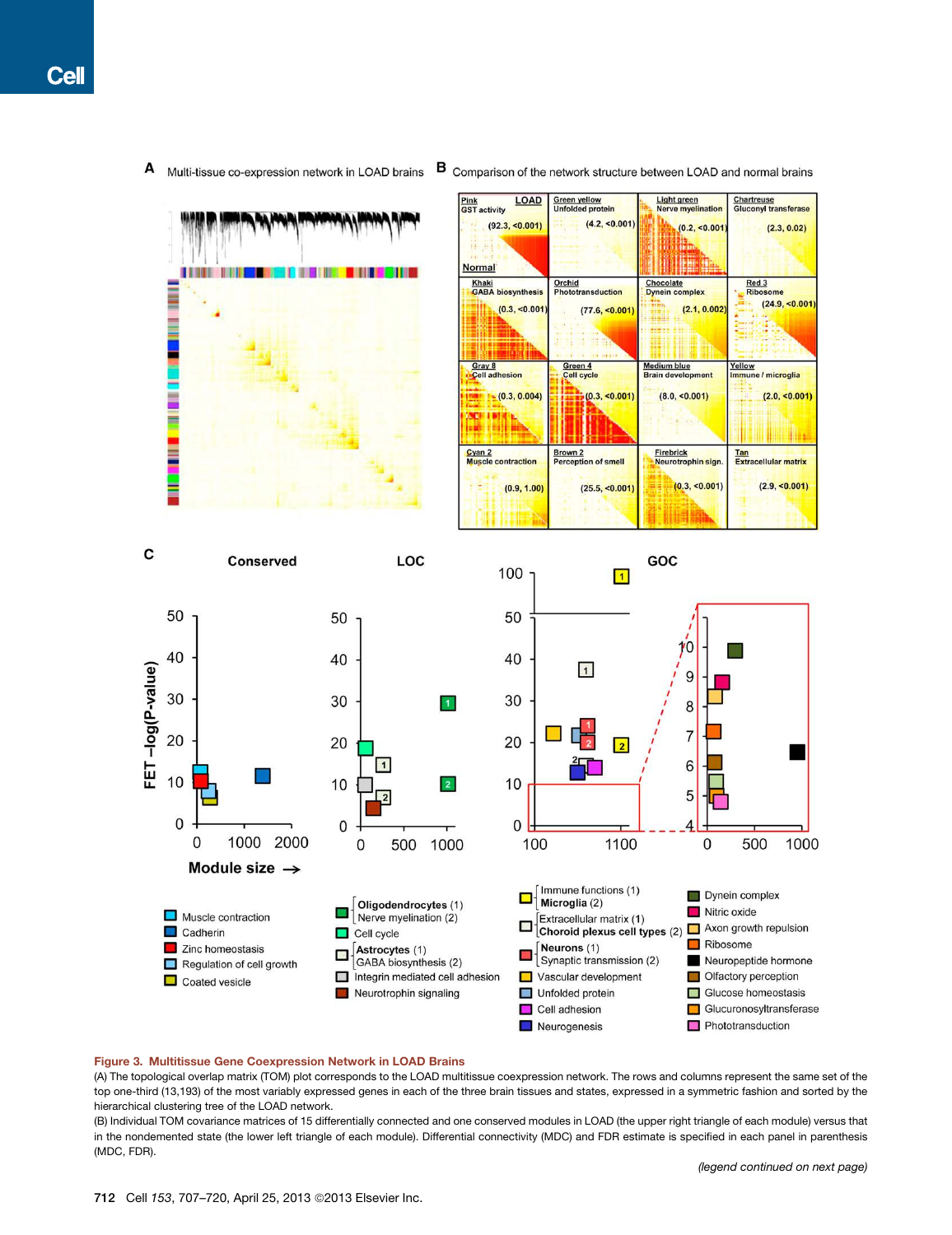**Figure 3. Multitissue Gene Coexpression Network in LOAD Brains**

(A) The topological overlap matrix (TOM) plot corresponds to the LOAD multitissue coexpression network. The rows and columns represent the same set of the top one-third (13,193) of the most variably expressed genes in each of the three brain tissues and states, expressed in a symmetric fashion and sorted by the hierarchical clustering tree of the LOAD network.

(B) Individual TOM covariance matrices of 15 differentially connected and one conserved modules in LOAD (the upper right triangle of each module) versus that in the nondemented state (the lower left triangle of each module). Differential connectivity (MDC) and FDR estimate is specified in each panel in parenthesis (MDC, FDR).

*(legend continued on next page)*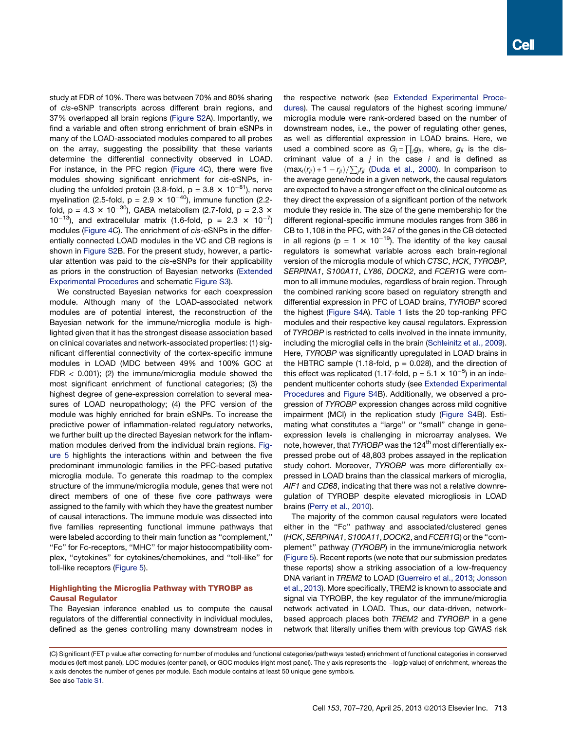study at FDR of 10%. There was between 70% and 80% sharing of *cis*-eSNP transcripts across different brain regions, and 37% overlapped all brain regions (Figure S2A). Importantly, we find a variable and often strong enrichment of brain eSNPs in many of the LOAD-associated modules compared to all probes on the array, suggesting the possibility that these variants determine the differential connectivity observed in LOAD. For instance, in the PFC region (Figure 4C), there were five modules showing significant enrichment for *cis*-eSNPs, including the unfolded protein (3.8-fold, $p = 3.8 \times 10^{-81}$), nerve myelination (2.5-fold, $p = 2.9 \times 10^{-40}$), immune function (2.2-fold, $p = 4.3 \times 10^{-30}$), GABA metabolism (2.7-fold, $p = 2.3 \times 10^{-13}$), and extracellular matrix (1.6-fold, $p = 2.3 \times 10^{-7}$) modules (Figure 4C). The enrichment of *cis*-eSNPs in the differentially connected LOAD modules in the VC and CB regions is shown in Figure S2B. For the present study, however, a particular attention was paid to the *cis*-eSNPs for their applicability as priors in the construction of Bayesian networks (Extended Experimental Procedures and schematic Figure S3).

We constructed Bayesian networks for each coexpression module. Although many of the LOAD-associated network modules are of potential interest, the reconstruction of the Bayesian network for the immune/microglia module is highlighted given that it has the strongest disease association based on clinical covariates and network-associated properties: (1) significant differential connectivity of the cortex-specific immune modules in LOAD (MDC between 49% and 100% GOC at FDR < 0.001); (2) the immune/microglia module showed the most significant enrichment of functional categories; (3) the highest degree of gene-expression correlation to several measures of LOAD neuropathology; (4) the PFC version of the module was highly enriched for brain eSNPs. To increase the predictive power of inflammation-related regulatory networks, we further built up the directed Bayesian network for the inflammation modules derived from the individual brain regions. Figure 5 highlights the interactions within and between the five predominant immunologic families in the PFC-based putative microglia module. To generate this roadmap to the complex structure of the immune/microglia module, genes that were not direct members of one of these five core pathways were assigned to the family with which they have the greatest number of causal interactions. The immune module was dissected into five families representing functional immune pathways that were labeled according to their main function as "complement," "Fc" for Fc-receptors, "MHC" for major histocompatibility complex, "cytokines" for cytokines/chemokines, and "toll-like" for toll-like receptors (Figure 5).

### Highlighting the Microglia Pathway with TYROBP as Causal Regulator

The Bayesian inference enabled us to compute the causal regulators of the differential connectivity in individual modules, defined as the genes controlling many downstream nodes in the respective network (see Extended Experimental Procedures). The causal regulators of the highest scoring immune/microglia module were rank-ordered based on the number of downstream nodes, i.e., the power of regulating other genes, as well as differential expression in LOAD brains. Here, we used a combined score as $G_j = \prod_i g_{ji}$, where, $g_{ji}$ is the discriminant value of a $j$ in the case $i$ and is defined as $(\max_i(r_{ji}) + 1 - r_{ji})/\sum_j r_{ji}$ (Duda et al., 2000). In comparison to the average gene/node in a given network, the causal regulators are expected to have a stronger effect on the clinical outcome as they direct the expression of a significant portion of the network module they reside in. The size of the gene membership for the different regional-specific immune modules ranges from 386 in CB to 1,108 in the PFC, with 247 of the genes in the CB detected in all regions ($p = 1 \times 10^{-19}$). The identity of the key causal regulators is somewhat variable across each brain-regional version of the microglial module of which *CTSC*, *HCK*, *TYROBP*, *SERPINA1*, *S100A11*, *LY86*, *DOCK2*, and *FCER1G* were common to all immune modules, regardless of brain region. Through the combined ranking score based on regulatory strength and differential expression in PFC of LOAD brains, *TYROBP* scored the highest (Figure S4A). Table 1 lists the 20 top-ranking PFC modules and their respective key causal regulators. Expression of *TYROBP* is restricted to cells involved in the innate immunity, including the microglial cells in the brain (Schleinitz et al., 2009). Here, *TYROBP* was significantly upregulated in LOAD brains in the HBTRC sample (1.18-fold, $p = 0.028$), and the direction of this effect was replicated (1.17-fold, $p = 5.1 \times 10^{-5}$) in an independent multicenter cohorts study (see Extended Experimental Procedures and Figure S4B). Additionally, we observed a progression of *TYROBP* expression changes across mild cognitive impairment (MCI) in the replication study (Figure S4B). Estimating what constitutes a "large" or "small" change in gene-expression levels is challenging in microarray analyses. We note, however, that *TYROBP* was the 124th most differentially expressed probe out of 48,803 probes assayed in the replication study cohort. Moreover, *TYROBP* was more differentially expressed in LOAD brains than the classical markers of microglia, *AIF1* and *CD68*, indicating that there was not a relative downregulation of TYROBP despite elevated microgliosis in LOAD brains (Perry et al., 2010).

The majority of the common causal regulators were located either in the "Fc" pathway and associated/clustered genes (*HCK*, *SERPINA1*, *S100A11*, *DOCK2*, and *FCER1G*) or the "complement" pathway (*TYROBP*) in the immune/microglia network (Figure 5). Recent reports (we note that our submission predates these reports) show a striking association of a low-frequency DNA variant in *TREM2* to LOAD (Guerreiro et al., 2013; Jonsson et al., 2013). More specifically, TREM2 is known to associate and signal via TYROBP, the key regulator of the immune/microglia network activated in LOAD. Thus, our data-driven, network-based approach places both *TREM2* and *TYROBP* in a gene network that literally unifies them with previous top GWAS risk

(C) Significant (FET p value after correcting for number of modules and functional categories/pathways tested) enrichment of functional categories in conserved modules (left most panel), LOC modules (center panel), or GOC modules (right most panel). The y axis represents the −log(p value) of enrichment, whereas the x axis denotes the number of genes per module. Each module contains at least 50 unique gene symbols.
See also Table S1.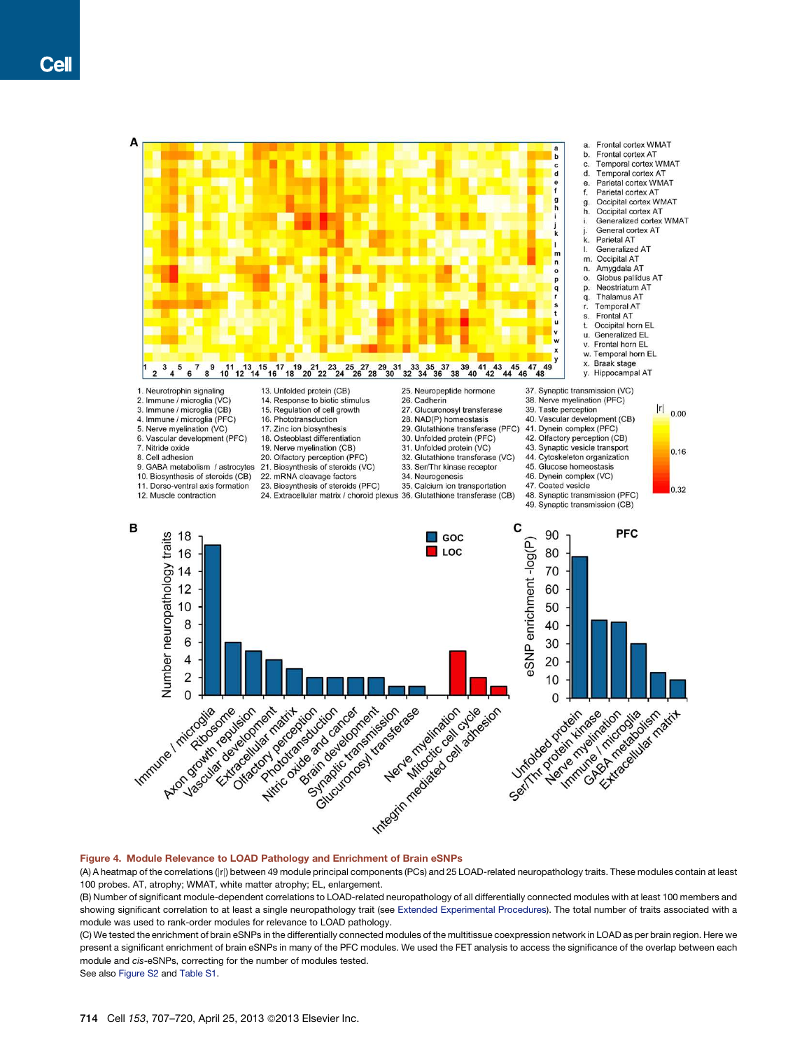**Figure 4. Module Relevance to LOAD Pathology and Enrichment of Brain eSNPs**

(A) A heatmap of the correlations (|r|) between 49 module principal components (PCs) and 25 LOAD-related neuropathology traits. These modules contain at least 100 probes. AT, atrophy; WMAT, white matter atrophy; EL, enlargement.

(B) Number of significant module-dependent correlations to LOAD-related neuropathology of all differentially connected modules with at least 100 members and showing significant correlation to at least a single neuropathology trait (see Extended Experimental Procedures). The total number of traits associated with a module was used to rank-order modules for relevance to LOAD pathology.

(C) We tested the enrichment of brain eSNPs in the differentially connected modules of the multitissue coexpression network in LOAD as per brain region. Here we present a significant enrichment of brain eSNPs in many of the PFC modules. We used the FET analysis to access the significance of the overlap between each module and *cis*-eSNPs, correcting for the number of modules tested.

See also Figure S2 and Table S1.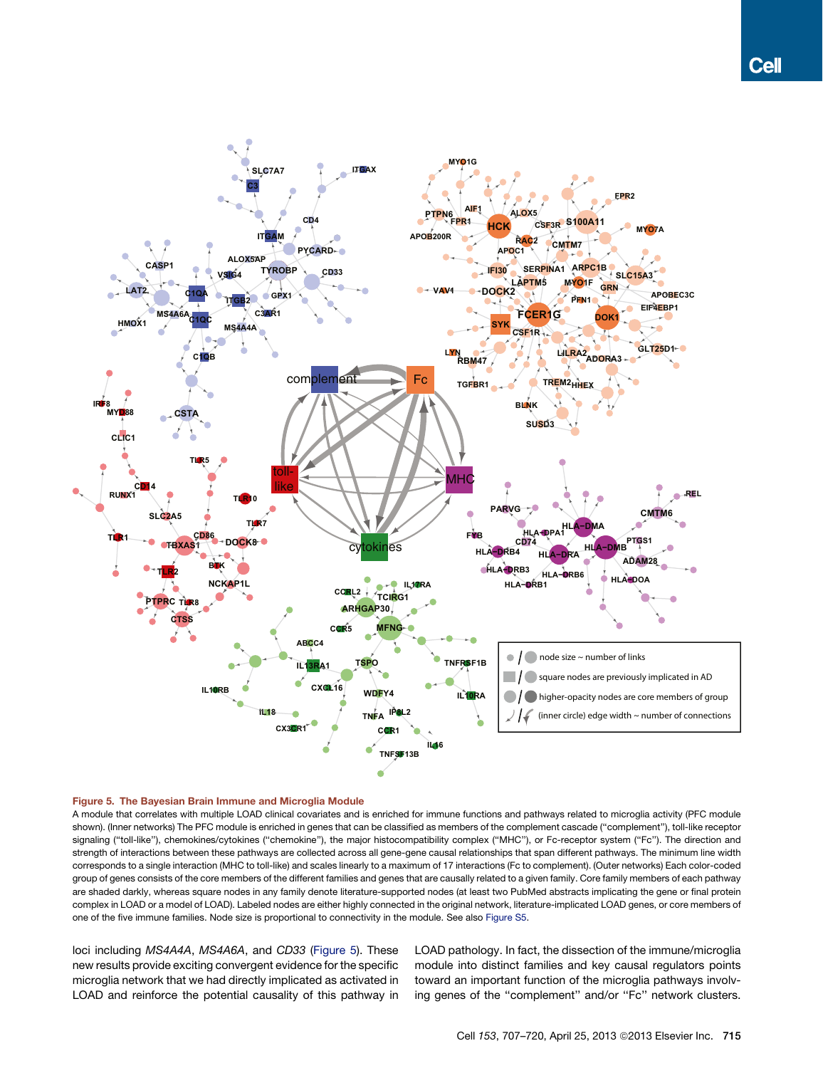**Figure 5. The Bayesian Brain Immune and Microglia Module**

A module that correlates with multiple LOAD clinical covariates and is enriched for immune functions and pathways related to microglia activity (PFC module shown). (Inner networks) The PFC module is enriched in genes that can be classified as members of the complement cascade ("complement"), toll-like receptor signaling ("toll-like"), chemokines/cytokines ("chemokine"), the major histocompatibility complex ("MHC"), or Fc-receptor system ("Fc"). The direction and strength of interactions between these pathways are collected across all gene-gene causal relationships that span different pathways. The minimum line width corresponds to a single interaction (MHC to toll-like) and scales linearly to a maximum of 17 interactions (Fc to complement). (Outer networks) Each color-coded group of genes consists of the core members of the different families and genes that are causally related to a given family. Core family members of each pathway are shaded darkly, whereas square nodes in any family denote literature-supported nodes (at least two PubMed abstracts implicating the gene or final protein complex in LOAD or a model of LOAD). Labeled nodes are either highly connected in the original network, literature-implicated LOAD genes, or core members of one of the five immune families. Node size is proportional to connectivity in the module. See also Figure S5.

loci including *MS4A4A*, *MS4A6A*, and *CD33* (Figure 5). These new results provide exciting convergent evidence for the specific microglia network that we had directly implicated as activated in LOAD and reinforce the potential causality of this pathway in LOAD pathology. In fact, the dissection of the immune/microglia module into distinct families and key causal regulators points toward an important function of the microglia pathways involving genes of the "complement" and/or "Fc" network clusters.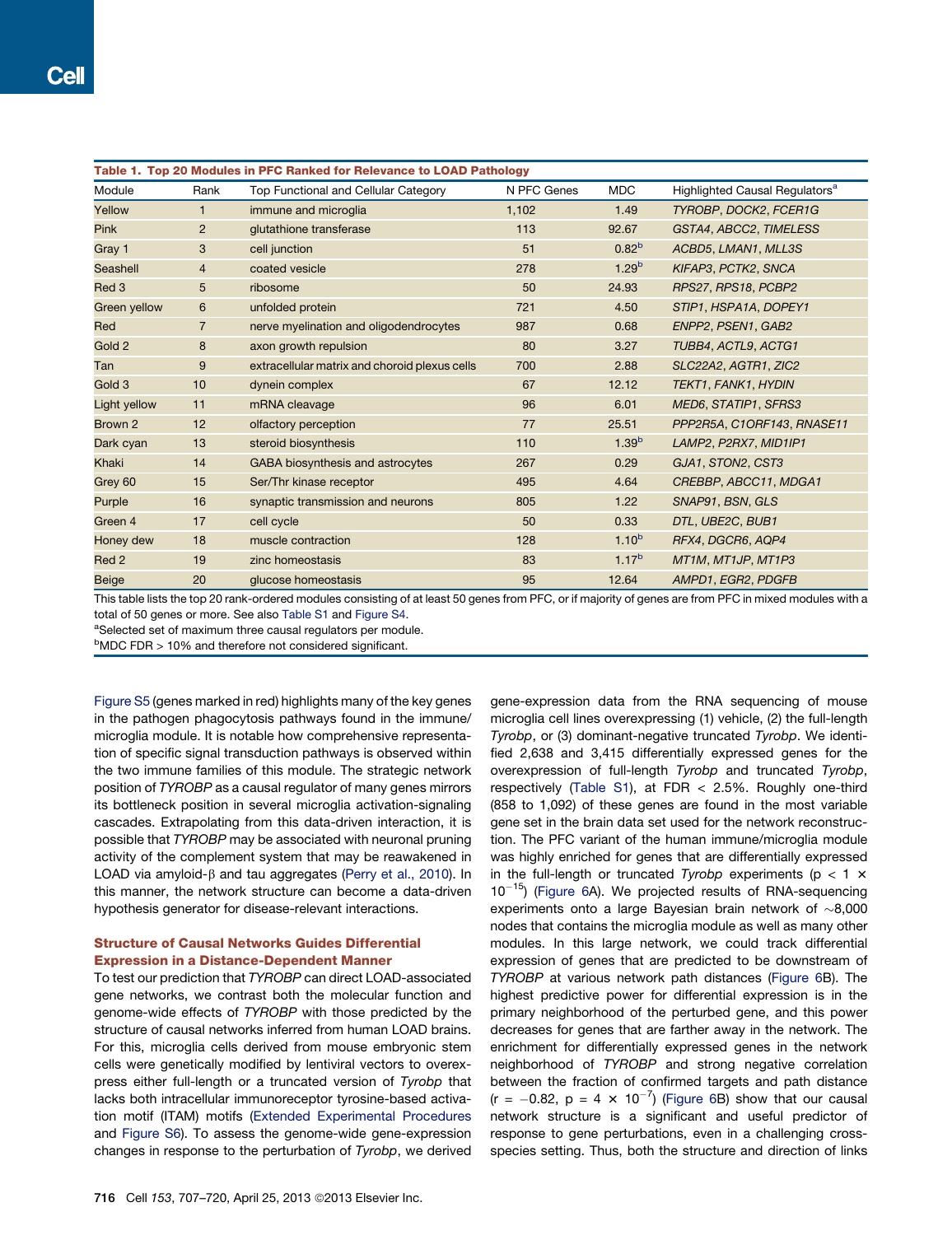**Table 1. Top 20 Modules in PFC Ranked for Relevance to LOAD Pathology**

| Module | Rank | Top Functional and Cellular Category | N PFC Genes | MDC | Highlighted Causal Regulators[a] |
|---|---|---|---|---|---|
| Yellow | 1 | immune and microglia | 1,102 | 1.49 | *TYROBP*, *DOCK2*, *FCER1G* |
| Pink | 2 | glutathione transferase | 113 | 92.67 | *GSTA4*, *ABCC2*, *TIMELESS* |
| Gray 1 | 3 | cell junction | 51 | 0.82[b] | *ACBD5*, *LMAN1*, *MLL3S* |
| Seashell | 4 | coated vesicle | 278 | 1.29[b] | *KIFAP3*, *PCTK2*, *SNCA* |
| Red 3 | 5 | ribosome | 50 | 24.93 | *RPS27*, *RPS18*, *PCBP2* |
| Green yellow | 6 | unfolded protein | 721 | 4.50 | *STIP1*, *HSPA1A*, *DOPEY1* |
| Red | 7 | nerve myelination and oligodendrocytes | 987 | 0.68 | *ENPP2*, *PSEN1*, *GAB2* |
| Gold 2 | 8 | axon growth repulsion | 80 | 3.27 | *TUBB4*, *ACTL9*, *ACTG1* |
| Tan | 9 | extracellular matrix and choroid plexus cells | 700 | 2.88 | *SLC22A2*, *AGTR1*, *ZIC2* |
| Gold 3 | 10 | dynein complex | 67 | 12.12 | *TEKT1*, *FANK1*, *HYDIN* |
| Light yellow | 11 | mRNA cleavage | 96 | 6.01 | *MED6*, *STATIP1*, *SFRS3* |
| Brown 2 | 12 | olfactory perception | 77 | 25.51 | *PPP2R5A*, *C1ORF143*, *RNASE11* |
| Dark cyan | 13 | steroid biosynthesis | 110 | 1.39[b] | *LAMP2*, *P2RX7*, *MID1IP1* |
| Khaki | 14 | GABA biosynthesis and astrocytes | 267 | 0.29 | *GJA1*, *STON2*, *CST3* |
| Grey 60 | 15 | Ser/Thr kinase receptor | 495 | 4.64 | *CREBBP*, *ABCC11*, *MDGA1* |
| Purple | 16 | synaptic transmission and neurons | 805 | 1.22 | *SNAP91*, *BSN*, *GLS* |
| Green 4 | 17 | cell cycle | 50 | 0.33 | *DTL*, *UBE2C*, *BUB1* |
| Honey dew | 18 | muscle contraction | 128 | 1.10[b] | *RFX4*, *DGCR6*, *AQP4* |
| Red 2 | 19 | zinc homeostasis | 83 | 1.17[b] | *MT1M*, *MT1JP*, *MT1P3* |
| Beige | 20 | glucose homeostasis | 95 | 12.64 | *AMPD1*, *EGR2*, *PDGFB* |

This table lists the top 20 rank-ordered modules consisting of at least 50 genes from PFC, or if majority of genes are from PFC in mixed modules with a total of 50 genes or more. See also Table S1 and Figure S4.

[a]Selected set of maximum three causal regulators per module.

[b]MDC FDR > 10% and therefore not considered significant.

Figure S5 (genes marked in red) highlights many of the key genes in the pathogen phagocytosis pathways found in the immune/microglia module. It is notable how comprehensive representation of specific signal transduction pathways is observed within the two immune families of this module. The strategic network position of *TYROBP* as a causal regulator of many genes mirrors its bottleneck position in several microglia activation-signaling cascades. Extrapolating from this data-driven interaction, it is possible that *TYROBP* may be associated with neuronal pruning activity of the complement system that may be reawakened in LOAD via amyloid-β and tau aggregates (Perry et al., 2010). In this manner, the network structure can become a data-driven hypothesis generator for disease-relevant interactions.

### Structure of Causal Networks Guides Differential Expression in a Distance-Dependent Manner

To test our prediction that *TYROBP* can direct LOAD-associated gene networks, we contrast both the molecular function and genome-wide effects of *TYROBP* with those predicted by the structure of causal networks inferred from human LOAD brains. For this, microglia cells derived from mouse embryonic stem cells were genetically modified by lentiviral vectors to overexpress either full-length or a truncated version of *Tyrobp* that lacks both intracellular immunoreceptor tyrosine-based activation motif (ITAM) motifs (Extended Experimental Procedures and Figure S6). To assess the genome-wide gene-expression changes in response to the perturbation of *Tyrobp*, we derived gene-expression data from the RNA sequencing of mouse microglia cell lines overexpressing (1) vehicle, (2) the full-length *Tyrobp*, or (3) dominant-negative truncated *Tyrobp*. We identified 2,638 and 3,415 differentially expressed genes for the overexpression of full-length *Tyrobp* and truncated *Tyrobp*, respectively (Table S1), at FDR < 2.5%. Roughly one-third (858 to 1,092) of these genes are found in the most variable gene set in the brain data set used for the network reconstruction. The PFC variant of the human immune/microglia module was highly enriched for genes that are differentially expressed in the full-length or truncated *Tyrobp* experiments ($p < 1 \times 10^{-15}$) (Figure 6A). We projected results of RNA-sequencing experiments onto a large Bayesian brain network of ~8,000 nodes that contains the microglia module as well as many other modules. In this large network, we could track differential expression of genes that are predicted to be downstream of *TYROBP* at various network path distances (Figure 6B). The highest predictive power for differential expression is in the primary neighborhood of the perturbed gene, and this power decreases for genes that are farther away in the network. The enrichment for differentially expressed genes in the network neighborhood of *TYROBP* and strong negative correlation between the fraction of confirmed targets and path distance ($r = -0.82$, $p = 4 \times 10^{-7}$) (Figure 6B) show that our causal network structure is a significant and useful predictor of response to gene perturbations, even in a challenging cross-species setting. Thus, both the structure and direction of links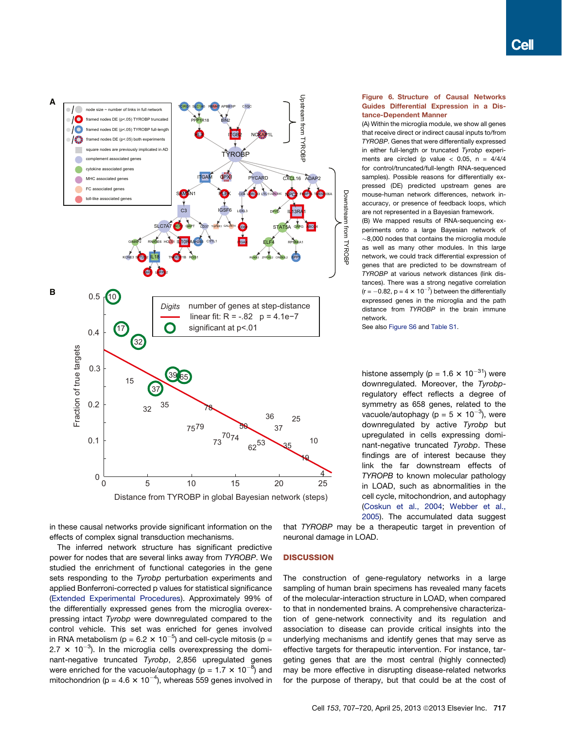**Figure 6. Structure of Causal Networks Guides Differential Expression in a Disease-Dependent Manner**

(A) Within the microglia module, we show all genes that receive direct or indirect causal inputs to/from *TYROBP*. Genes that were differentially expressed in either full-length or truncated *Tyrobp* experiments are circled (p value < 0.05, n = 4/4/4 for control/truncated/full-length RNA-sequenced samples). Possible reasons for differentially expressed (DE) predicted upstream genes are mouse-human network differences, network inaccuracy, or presence of feedback loops, which are not represented in a Bayesian framework.

(B) We mapped results of RNA-sequencing experiments onto a large Bayesian network of ~8,000 nodes that contains the microglia module as well as many other modules. In this large network, we could track differential expression of genes that are predicted to be downstream of *TYROBP* at various network distances (link distances). There was a strong negative correlation ($r = -0.82$, $p = 4 \times 10^{-7}$) between the differentially expressed genes in the microglia and the path distance from *TYROBP* in the brain immune network.

See also Figure S6 and Table S1.

in these causal networks provide significant information on the effects of complex signal transduction mechanisms.

The inferred network structure has significant predictive power for nodes that are several links away from *TYROBP*. We studied the enrichment of functional categories in the gene sets responding to the *Tyrobp* perturbation experiments and applied Bonferroni-corrected p values for statistical significance (Extended Experimental Procedures). Approximately 99% of the differentially expressed genes from the microglia overexpressing intact *Tyrobp* were downregulated compared to the control vehicle. This set was enriched for genes involved in RNA metabolism ($p = 6.2 \times 10^{-5}$) and cell-cycle mitosis ($p = 2.7 \times 10^{-3}$). In the microglia cells overexpressing the dominant-negative truncated *Tyrobp*, 2,856 upregulated genes were enriched for the vacuole/autophagy ($p = 1.7 \times 10^{-8}$) and mitochondrion ($p = 4.6 \times 10^{-4}$), whereas 559 genes involved in histone assemply ($p = 1.6 \times 10^{-31}$) were downregulated. Moreover, the *Tyrobp*-regulatory effect reflects a degree of symmetry as 658 genes, related to the vacuole/autophagy ($p = 5 \times 10^{-3}$), were downregulated by active *Tyrobp* but upregulated in cells expressing dominant-negative truncated *Tyrobp*. These findings are of interest because they link the far downstream effects of *TYROPB* to known molecular pathology in LOAD, such as abnormalities in the cell cycle, mitochondrion, and autophagy (Coskun et al., 2004; Webber et al., 2005). The accumulated data suggest that *TYROBP* may be a therapeutic target in prevention of neuronal damage in LOAD.

## DISCUSSION

The construction of gene-regulatory networks in a large sampling of human brain specimens has revealed many facets of the molecular-interaction structure in LOAD, when compared to that in nondemented brains. A comprehensive characterization of gene-network connectivity and its regulation and association to disease can provide critical insights into the underlying mechanisms and identify genes that may serve as effective targets for therapeutic intervention. For instance, targeting genes that are the most central (highly connected) may be more effective in disrupting disease-related networks for the purpose of therapy, but that could be at the cost of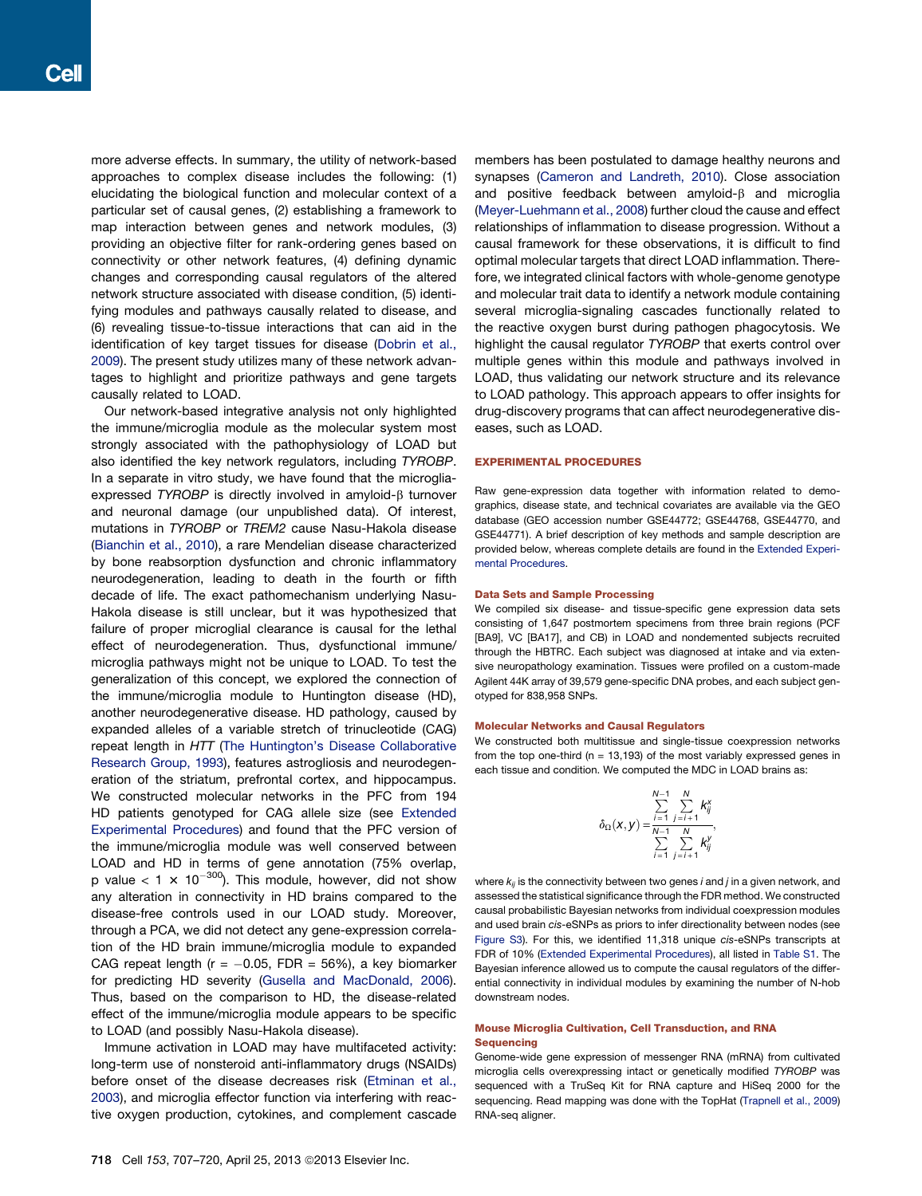more adverse effects. In summary, the utility of network-based approaches to complex disease includes the following: (1) elucidating the biological function and molecular context of a particular set of causal genes, (2) establishing a framework to map interaction between genes and network modules, (3) providing an objective filter for rank-ordering genes based on connectivity or other network features, (4) defining dynamic changes and corresponding causal regulators of the altered network structure associated with disease condition, (5) identifying modules and pathways causally related to disease, and (6) revealing tissue-to-tissue interactions that can aid in the identification of key target tissues for disease (Dobrin et al., 2009). The present study utilizes many of these network advantages to highlight and prioritize pathways and gene targets causally related to LOAD.

Our network-based integrative analysis not only highlighted the immune/microglia module as the molecular system most strongly associated with the pathophysiology of LOAD but also identified the key network regulators, including *TYROBP*. In a separate in vitro study, we have found that the microglia-expressed *TYROBP* is directly involved in amyloid-β turnover and neuronal damage (our unpublished data). Of interest, mutations in *TYROBP* or *TREM2* cause Nasu-Hakola disease (Bianchin et al., 2010), a rare Mendelian disease characterized by bone reabsorption dysfunction and chronic inflammatory neurodegeneration, leading to death in the fourth or fifth decade of life. The exact pathomechanism underlying Nasu-Hakola disease is still unclear, but it was hypothesized that failure of proper microglial clearance is causal for the lethal effect of neurodegeneration. Thus, dysfunctional immune/microglia pathways might not be unique to LOAD. To test the generalization of this concept, we explored the connection of the immune/microglia module to Huntington disease (HD), another neurodegenerative disease. HD pathology, caused by expanded alleles of a variable stretch of trinucleotide (CAG) repeat length in *HTT* (The Huntington's Disease Collaborative Research Group, 1993), features astrogliosis and neurodegeneration of the striatum, prefrontal cortex, and hippocampus. We constructed molecular networks in the PFC from 194 HD patients genotyped for CAG allele size (see Extended Experimental Procedures) and found that the PFC version of the immune/microglia module was well conserved between LOAD and HD in terms of gene annotation (75% overlap, p value $< 1 \times 10^{-300}$). This module, however, did not show any alteration in connectivity in HD brains compared to the disease-free controls used in our LOAD study. Moreover, through a PCA, we did not detect any gene-expression correlation of the HD brain immune/microglia module to expanded CAG repeat length ($r = -0.05$, FDR = 56%), a key biomarker for predicting HD severity (Gusella and MacDonald, 2006). Thus, based on the comparison to HD, the disease-related effect of the immune/microglia module appears to be specific to LOAD (and possibly Nasu-Hakola disease).

Immune activation in LOAD may have multifaceted activity: long-term use of nonsteroid anti-inflammatory drugs (NSAIDs) before onset of the disease decreases risk (Etminan et al., 2003), and microglia effector function via interfering with reactive oxygen production, cytokines, and complement cascade members has been postulated to damage healthy neurons and synapses (Cameron and Landreth, 2010). Close association and positive feedback between amyloid-β and microglia (Meyer-Luehmann et al., 2008) further cloud the cause and effect relationships of inflammation to disease progression. Without a causal framework for these observations, it is difficult to find optimal molecular targets that direct LOAD inflammation. Therefore, we integrated clinical factors with whole-genome genotype and molecular trait data to identify a network module containing several microglia-signaling cascades functionally related to the reactive oxygen burst during pathogen phagocytosis. We highlight the causal regulator *TYROBP* that exerts control over multiple genes within this module and pathways involved in LOAD, thus validating our network structure and its relevance to LOAD pathology. This approach appears to offer insights for drug-discovery programs that can affect neurodegenerative diseases, such as LOAD.

## EXPERIMENTAL PROCEDURES

Raw gene-expression data together with information related to demographics, disease state, and technical covariates are available via the GEO database (GEO accession number GSE44772; GSE44768, GSE44770, and GSE44771). A brief description of key methods and sample description are provided below, whereas complete details are found in the Extended Experimental Procedures.

### Data Sets and Sample Processing

We compiled six disease- and tissue-specific gene expression data sets consisting of 1,647 postmortem specimens from three brain regions (PCF [BA9], VC [BA17], and CB) in LOAD and nondemented subjects recruited through the HBTRC. Each subject was diagnosed at intake and via extensive neuropathology examination. Tissues were profiled on a custom-made Agilent 44K array of 39,579 gene-specific DNA probes, and each subject genotyped for 838,958 SNPs.

### Molecular Networks and Causal Regulators

We constructed both multitissue and single-tissue coexpression networks from the top one-third (n = 13,193) of the most variably expressed genes in each tissue and condition. We computed the MDC in LOAD brains as:

$$\delta_{\Omega}(x,y) = \frac{\sum_{i=1}^{N-1}\sum_{j=i+1}^{N} k_{ij}^{x}}{\sum_{i=1}^{N-1}\sum_{j=i+1}^{N} k_{ij}^{y}},$$

where $k_{ij}$ is the connectivity between two genes $i$ and $j$ in a given network, and assessed the statistical significance through the FDR method. We constructed causal probabilistic Bayesian networks from individual coexpression modules and used brain *cis*-eSNPs as priors to infer directionality between nodes (see Figure S3). For this, we identified 11,318 unique *cis*-eSNPs transcripts at FDR of 10% (Extended Experimental Procedures), all listed in Table S1. The Bayesian inference allowed us to compute the causal regulators of the differential connectivity in individual modules by examining the number of N-hob downstream nodes.

### Mouse Microglia Cultivation, Cell Transduction, and RNA Sequencing

Genome-wide gene expression of messenger RNA (mRNA) from cultivated microglia cells overexpressing intact or genetically modified *TYROBP* was sequenced with a TruSeq Kit for RNA capture and HiSeq 2000 for the sequencing. Read mapping was done with the TopHat (Trapnell et al., 2009) RNA-seq aligner.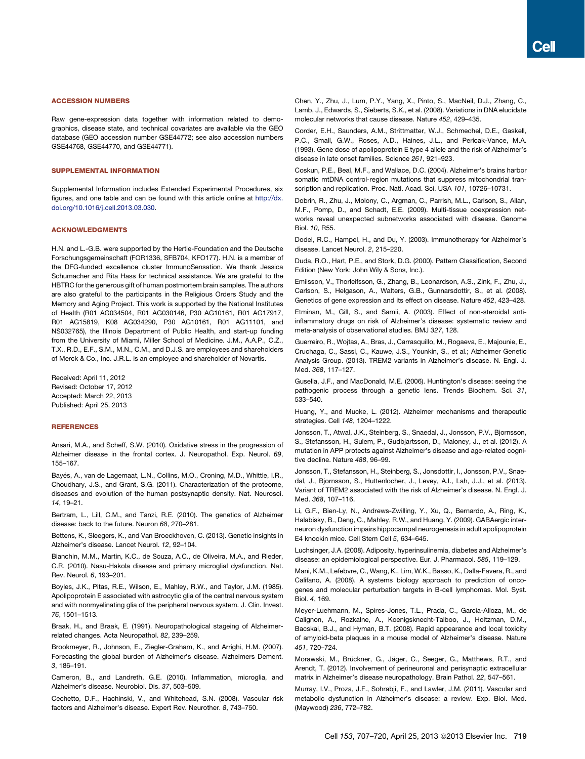## ACCESSION NUMBERS

Raw gene-expression data together with information related to demographics, disease state, and technical covariates are available via the GEO database (GEO accession number GSE44772; see also accession numbers GSE44768, GSE44770, and GSE44771).

## SUPPLEMENTAL INFORMATION

Supplemental Information includes Extended Experimental Procedures, six figures, and one table and can be found with this article online at http://dx.doi.org/10.1016/j.cell.2013.03.030.

## ACKNOWLEDGMENTS

H.N. and L.-G.B. were supported by the Hertie-Foundation and the Deutsche Forschungsgemeinschaft (FOR1336, SFB704, KFO177). H.N. is a member of the DFG-funded excellence cluster ImmunoSensation. We thank Jessica Schumacher and Rita Hass for technical assistance. We are grateful to the HBTRC for the generous gift of human postmortem brain samples. The authors are also grateful to the participants in the Religious Orders Study and the Memory and Aging Project. This work is supported by the National Institutes of Health (R01 AG034504, R01 AG030146, P30 AG10161, R01 AG17917, R01 AG15819, K08 AG034290, P30 AG10161, R01 AG11101, and NS032765), the Illinois Department of Public Health, and start-up funding from the University of Miami, Miller School of Medicine. J.M., A.A.P., C.Z., T.X., R.D., E.F., S.M., M.N., C.M., and D.J.S. are employees and shareholders of Merck & Co., Inc. J.R.L. is an employee and shareholder of Novartis.

Received: April 11, 2012
Revised: October 17, 2012
Accepted: March 22, 2013
Published: April 25, 2013

## REFERENCES

Ansari, M.A., and Scheff, S.W. (2010). Oxidative stress in the progression of Alzheimer disease in the frontal cortex. J. Neuropathol. Exp. Neurol. *69*, 155–167.

Bayés, A., van de Lagemaat, L.N., Collins, M.O., Croning, M.D., Whittle, I.R., Choudhary, J.S., and Grant, S.G. (2011). Characterization of the proteome, diseases and evolution of the human postsynaptic density. Nat. Neurosci. *14*, 19–21.

Bertram, L., Lill, C.M., and Tanzi, R.E. (2010). The genetics of Alzheimer disease: back to the future. Neuron *68*, 270–281.

Bettens, K., Sleegers, K., and Van Broeckhoven, C. (2013). Genetic insights in Alzheimer's disease. Lancet Neurol. *12*, 92–104.

Bianchin, M.M., Martin, K.C., de Souza, A.C., de Oliveira, M.A., and Rieder, C.R. (2010). Nasu-Hakola disease and primary microglial dysfunction. Nat. Rev. Neurol. *6*, 193–201.

Boyles, J.K., Pitas, R.E., Wilson, E., Mahley, R.W., and Taylor, J.M. (1985). Apolipoprotein E associated with astrocytic glia of the central nervous system and with nonmyelinating glia of the peripheral nervous system. J. Clin. Invest. *76*, 1501–1513.

Braak, H., and Braak, E. (1991). Neuropathological stageing of Alzheimer-related changes. Acta Neuropathol. *82*, 239–259.

Brookmeyer, R., Johnson, E., Ziegler-Graham, K., and Arrighi, H.M. (2007). Forecasting the global burden of Alzheimer's disease. Alzheimers Dement. *3*, 186–191.

Cameron, B., and Landreth, G.E. (2010). Inflammation, microglia, and Alzheimer's disease. Neurobiol. Dis. *37*, 503–509.

Cechetto, D.F., Hachinski, V., and Whitehead, S.N. (2008). Vascular risk factors and Alzheimer's disease. Expert Rev. Neurother. *8*, 743–750.

Chen, Y., Zhu, J., Lum, P.Y., Yang, X., Pinto, S., MacNeil, D.J., Zhang, C., Lamb, J., Edwards, S., Sieberts, S.K., et al. (2008). Variations in DNA elucidate molecular networks that cause disease. Nature *452*, 429–435.

Corder, E.H., Saunders, A.M., Strittmatter, W.J., Schmechel, D.E., Gaskell, P.C., Small, G.W., Roses, A.D., Haines, J.L., and Pericak-Vance, M.A. (1993). Gene dose of apolipoprotein E type 4 allele and the risk of Alzheimer's disease in late onset families. Science *261*, 921–923.

Coskun, P.E., Beal, M.F., and Wallace, D.C. (2004). Alzheimer's brains harbor somatic mtDNA control-region mutations that suppress mitochondrial transcription and replication. Proc. Natl. Acad. Sci. USA *101*, 10726–10731.

Dobrin, R., Zhu, J., Molony, C., Argman, C., Parrish, M.L., Carlson, S., Allan, M.F., Pomp, D., and Schadt, E.E. (2009). Multi-tissue coexpression networks reveal unexpected subnetworks associated with disease. Genome Biol. *10*, R55.

Dodel, R.C., Hampel, H., and Du, Y. (2003). Immunotherapy for Alzheimer's disease. Lancet Neurol. *2*, 215–220.

Duda, R.O., Hart, P.E., and Stork, D.G. (2000). Pattern Classification, Second Edition (New York: John Wily & Sons, Inc.).

Emilsson, V., Thorleifsson, G., Zhang, B., Leonardson, A.S., Zink, F., Zhu, J., Carlson, S., Helgason, A., Walters, G.B., Gunnarsdottir, S., et al. (2008). Genetics of gene expression and its effect on disease. Nature *452*, 423–428.

Etminan, M., Gill, S., and Samii, A. (2003). Effect of non-steroidal anti-inflammatory drugs on risk of Alzheimer's disease: systematic review and meta-analysis of observational studies. BMJ *327*, 128.

Guerreiro, R., Wojtas, A., Bras, J., Carrasquillo, M., Rogaeva, E., Majounie, E., Cruchaga, C., Sassi, C., Kauwe, J.S., Younkin, S., et al.; Alzheimer Genetic Analysis Group. (2013). TREM2 variants in Alzheimer's disease. N. Engl. J. Med. *368*, 117–127.

Gusella, J.F., and MacDonald, M.E. (2006). Huntington's disease: seeing the pathogenic process through a genetic lens. Trends Biochem. Sci. *31*, 533–540.

Huang, Y., and Mucke, L. (2012). Alzheimer mechanisms and therapeutic strategies. Cell *148*, 1204–1222.

Jonsson, T., Atwal, J.K., Steinberg, S., Snaedal, J., Jonsson, P.V., Bjornsson, S., Stefansson, H., Sulem, P., Gudbjartsson, D., Maloney, J., et al. (2012). A mutation in APP protects against Alzheimer's disease and age-related cognitive decline. Nature *488*, 96–99.

Jonsson, T., Stefansson, H., Steinberg, S., Jonsdottir, I., Jonsson, P.V., Snaedal, J., Bjornsson, S., Huttenlocher, J., Levey, A.I., Lah, J.J., et al. (2013). Variant of TREM2 associated with the risk of Alzheimer's disease. N. Engl. J. Med. *368*, 107–116.

Li, G.F., Bien-Ly, N., Andrews-Zwilling, Y., Xu, Q., Bernardo, A., Ring, K., Halabisky, B., Deng, C., Mahley, R.W., and Huang, Y. (2009). GABAergic interneuron dysfunction impairs hippocampal neurogenesis in adult apolipoprotein E4 knockin mice. Cell Stem Cell *5*, 634–645.

Luchsinger, J.A. (2008). Adiposity, hyperinsulinemia, diabetes and Alzheimer's disease: an epidemiological perspective. Eur. J. Pharmacol. *585*, 119–129.

Mani, K.M., Lefebvre, C., Wang, K., Lim, W.K., Basso, K., Dalla-Favera, R., and Califano, A. (2008). A systems biology approach to prediction of oncogenes and molecular perturbation targets in B-cell lymphomas. Mol. Syst. Biol. *4*, 169.

Meyer-Luehmann, M., Spires-Jones, T.L., Prada, C., Garcia-Alloza, M., de Calignon, A., Rozkalne, A., Koenigsknecht-Talboo, J., Holtzman, D.M., Bacskai, B.J., and Hyman, B.T. (2008). Rapid appearance and local toxicity of amyloid-beta plaques in a mouse model of Alzheimer's disease. Nature *451*, 720–724.

Morawski, M., Brückner, G., Jäger, C., Seeger, G., Matthews, R.T., and Arendt, T. (2012). Involvement of perineuronal and perisynaptic extracellular matrix in Alzheimer's disease neuropathology. Brain Pathol. *22*, 547–561.

Murray, I.V., Proza, J.F., Sohrabji, F., and Lawler, J.M. (2011). Vascular and metabolic dysfunction in Alzheimer's disease: a review. Exp. Biol. Med. (Maywood) *236*, 772–782.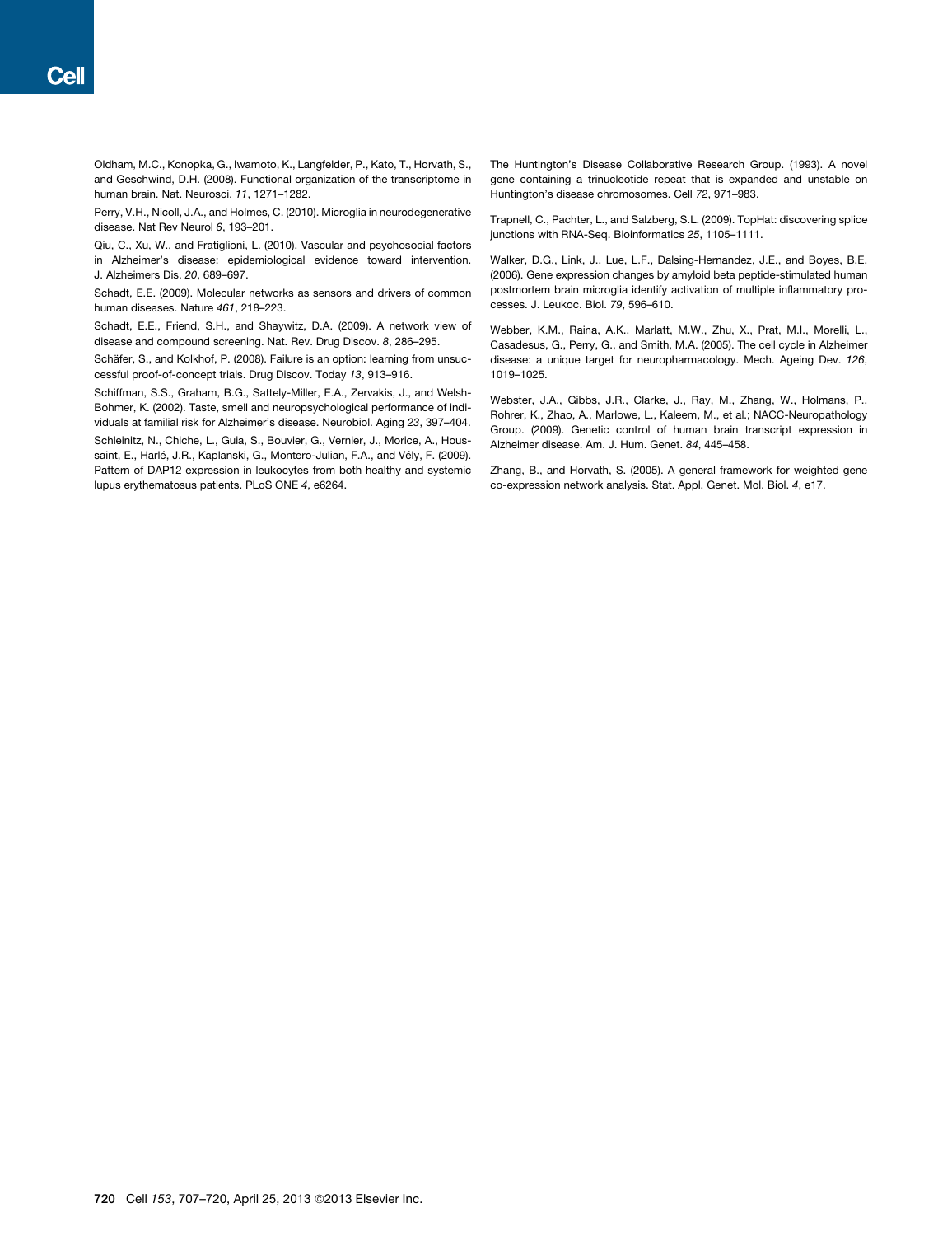Oldham, M.C., Konopka, G., Iwamoto, K., Langfelder, P., Kato, T., Horvath, S., and Geschwind, D.H. (2008). Functional organization of the transcriptome in human brain. Nat. Neurosci. *11*, 1271–1282.

Perry, V.H., Nicoll, J.A., and Holmes, C. (2010). Microglia in neurodegenerative disease. Nat Rev Neurol *6*, 193–201.

Qiu, C., Xu, W., and Fratiglioni, L. (2010). Vascular and psychosocial factors in Alzheimer's disease: epidemiological evidence toward intervention. J. Alzheimers Dis. *20*, 689–697.

Schadt, E.E. (2009). Molecular networks as sensors and drivers of common human diseases. Nature *461*, 218–223.

Schadt, E.E., Friend, S.H., and Shaywitz, D.A. (2009). A network view of disease and compound screening. Nat. Rev. Drug Discov. *8*, 286–295.

Schäfer, S., and Kolkhof, P. (2008). Failure is an option: learning from unsuccessful proof-of-concept trials. Drug Discov. Today *13*, 913–916.

Schiffman, S.S., Graham, B.G., Sattely-Miller, E.A., Zervakis, J., and Welsh-Bohmer, K. (2002). Taste, smell and neuropsychological performance of individuals at familial risk for Alzheimer's disease. Neurobiol. Aging *23*, 397–404.

Schleinitz, N., Chiche, L., Guia, S., Bouvier, G., Vernier, J., Morice, A., Houssaint, E., Harlé, J.R., Kaplanski, G., Montero-Julian, F.A., and Vély, F. (2009). Pattern of DAP12 expression in leukocytes from both healthy and systemic lupus erythematosus patients. PLoS ONE *4*, e6264.

The Huntington's Disease Collaborative Research Group. (1993). A novel gene containing a trinucleotide repeat that is expanded and unstable on Huntington's disease chromosomes. Cell *72*, 971–983.

Trapnell, C., Pachter, L., and Salzberg, S.L. (2009). TopHat: discovering splice junctions with RNA-Seq. Bioinformatics *25*, 1105–1111.

Walker, D.G., Link, J., Lue, L.F., Dalsing-Hernandez, J.E., and Boyes, B.E. (2006). Gene expression changes by amyloid beta peptide-stimulated human postmortem brain microglia identify activation of multiple inflammatory processes. J. Leukoc. Biol. *79*, 596–610.

Webber, K.M., Raina, A.K., Marlatt, M.W., Zhu, X., Prat, M.I., Morelli, L., Casadesus, G., Perry, G., and Smith, M.A. (2005). The cell cycle in Alzheimer disease: a unique target for neuropharmacology. Mech. Ageing Dev. *126*, 1019–1025.

Webster, J.A., Gibbs, J.R., Clarke, J., Ray, M., Zhang, W., Holmans, P., Rohrer, K., Zhao, A., Marlowe, L., Kaleem, M., et al.; NACC-Neuropathology Group. (2009). Genetic control of human brain transcript expression in Alzheimer disease. Am. J. Hum. Genet. *84*, 445–458.

Zhang, B., and Horvath, S. (2005). A general framework for weighted gene co-expression network analysis. Stat. Appl. Genet. Mol. Biol. *4*, e17.